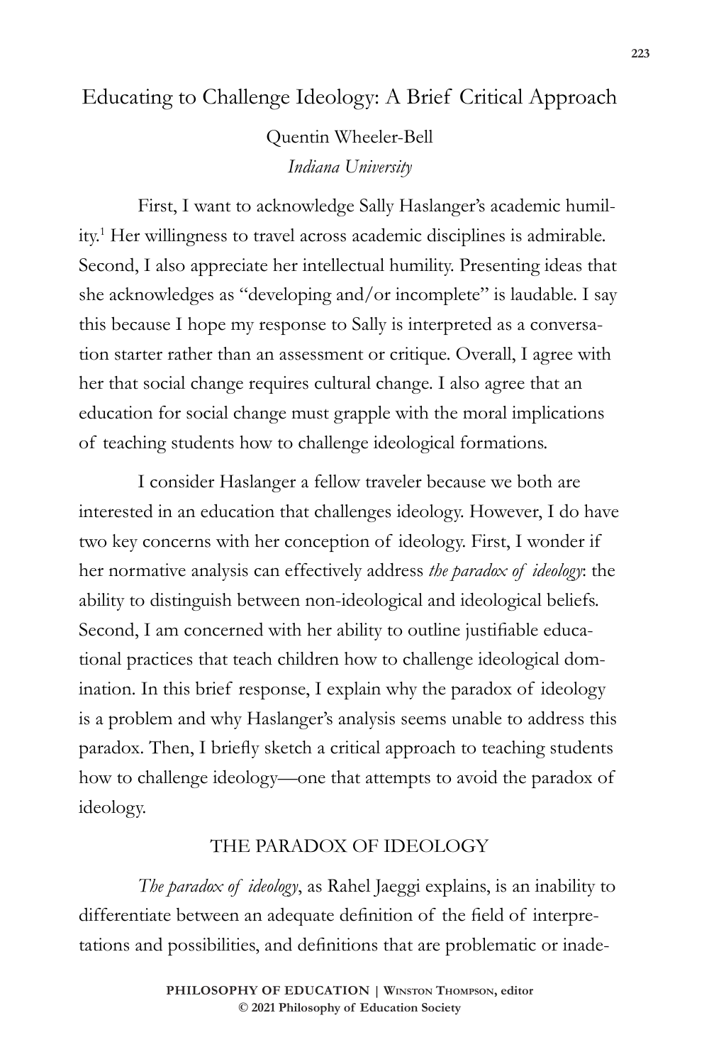# Educating to Challenge Ideology: A Brief Critical Approach

Quentin Wheeler-Bell
*Indiana University*

First, I want to acknowledge Sally Haslanger's academic humility.[1] Her willingness to travel across academic disciplines is admirable. Second, I also appreciate her intellectual humility. Presenting ideas that she acknowledges as "developing and/or incomplete" is laudable. I say this because I hope my response to Sally is interpreted as a conversation starter rather than an assessment or critique. Overall, I agree with her that social change requires cultural change. I also agree that an education for social change must grapple with the moral implications of teaching students how to challenge ideological formations.

I consider Haslanger a fellow traveler because we both are interested in an education that challenges ideology. However, I do have two key concerns with her conception of ideology. First, I wonder if her normative analysis can effectively address *the paradox of ideology*: the ability to distinguish between non-ideological and ideological beliefs. Second, I am concerned with her ability to outline justifiable educational practices that teach children how to challenge ideological domination. In this brief response, I explain why the paradox of ideology is a problem and why Haslanger's analysis seems unable to address this paradox. Then, I briefly sketch a critical approach to teaching students how to challenge ideology—one that attempts to avoid the paradox of ideology.

## THE PARADOX OF IDEOLOGY

*The paradox of ideology*, as Rahel Jaeggi explains, is an inability to differentiate between an adequate definition of the field of interpretations and possibilities, and definitions that are problematic or inade-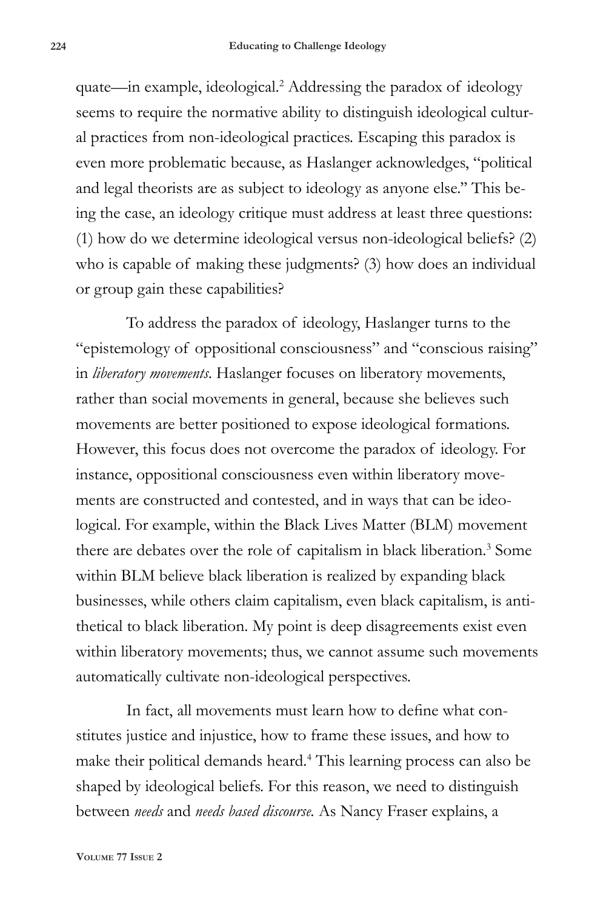quate—in example, ideological.[2] Addressing the paradox of ideology seems to require the normative ability to distinguish ideological cultural practices from non-ideological practices. Escaping this paradox is even more problematic because, as Haslanger acknowledges, "political and legal theorists are as subject to ideology as anyone else." This being the case, an ideology critique must address at least three questions: (1) how do we determine ideological versus non-ideological beliefs? (2) who is capable of making these judgments? (3) how does an individual or group gain these capabilities?

To address the paradox of ideology, Haslanger turns to the "epistemology of oppositional consciousness" and "conscious raising" in *liberatory movements*. Haslanger focuses on liberatory movements, rather than social movements in general, because she believes such movements are better positioned to expose ideological formations. However, this focus does not overcome the paradox of ideology. For instance, oppositional consciousness even within liberatory movements are constructed and contested, and in ways that can be ideological. For example, within the Black Lives Matter (BLM) movement there are debates over the role of capitalism in black liberation.[3] Some within BLM believe black liberation is realized by expanding black businesses, while others claim capitalism, even black capitalism, is antithetical to black liberation. My point is deep disagreements exist even within liberatory movements; thus, we cannot assume such movements automatically cultivate non-ideological perspectives.

In fact, all movements must learn how to define what constitutes justice and injustice, how to frame these issues, and how to make their political demands heard.[4] This learning process can also be shaped by ideological beliefs. For this reason, we need to distinguish between *needs* and *needs based discourse.* As Nancy Fraser explains, a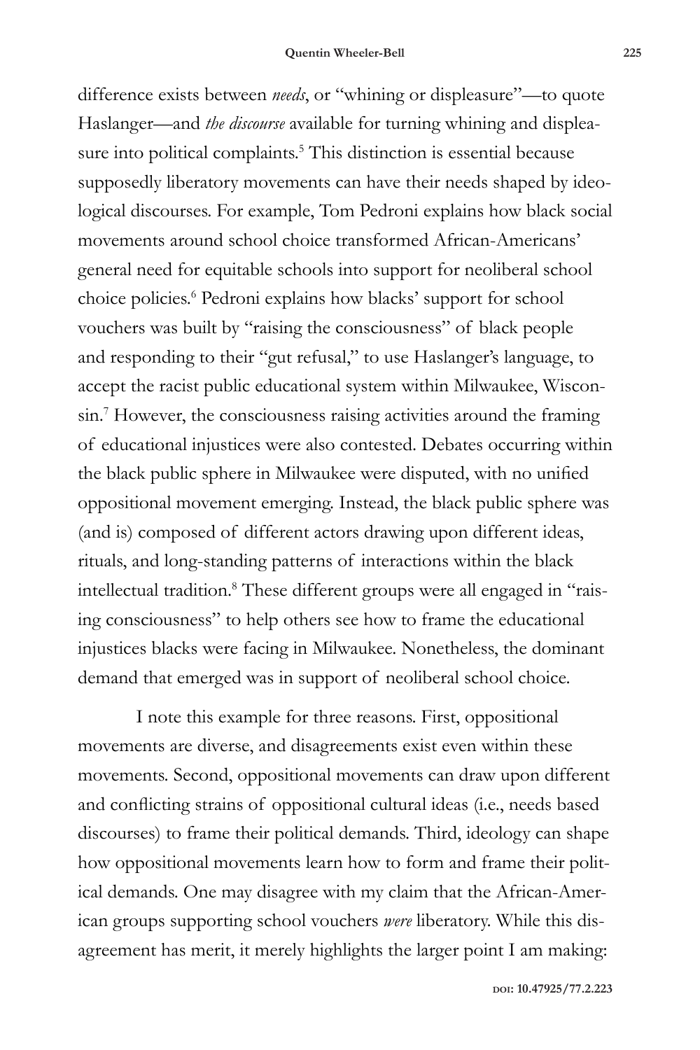difference exists between *needs*, or "whining or displeasure"—to quote Haslanger—and *the discourse* available for turning whining and displeasure into political complaints.[5] This distinction is essential because supposedly liberatory movements can have their needs shaped by ideological discourses. For example, Tom Pedroni explains how black social movements around school choice transformed African-Americans' general need for equitable schools into support for neoliberal school choice policies.[6] Pedroni explains how blacks' support for school vouchers was built by "raising the consciousness" of black people and responding to their "gut refusal," to use Haslanger's language, to accept the racist public educational system within Milwaukee, Wisconsin.[7] However, the consciousness raising activities around the framing of educational injustices were also contested. Debates occurring within the black public sphere in Milwaukee were disputed, with no unified oppositional movement emerging. Instead, the black public sphere was (and is) composed of different actors drawing upon different ideas, rituals, and long-standing patterns of interactions within the black intellectual tradition.[8] These different groups were all engaged in "raising consciousness" to help others see how to frame the educational injustices blacks were facing in Milwaukee. Nonetheless, the dominant demand that emerged was in support of neoliberal school choice.

I note this example for three reasons. First, oppositional movements are diverse, and disagreements exist even within these movements. Second, oppositional movements can draw upon different and conflicting strains of oppositional cultural ideas (i.e., needs based discourses) to frame their political demands. Third, ideology can shape how oppositional movements learn how to form and frame their political demands. One may disagree with my claim that the African-American groups supporting school vouchers *were* liberatory. While this disagreement has merit, it merely highlights the larger point I am making: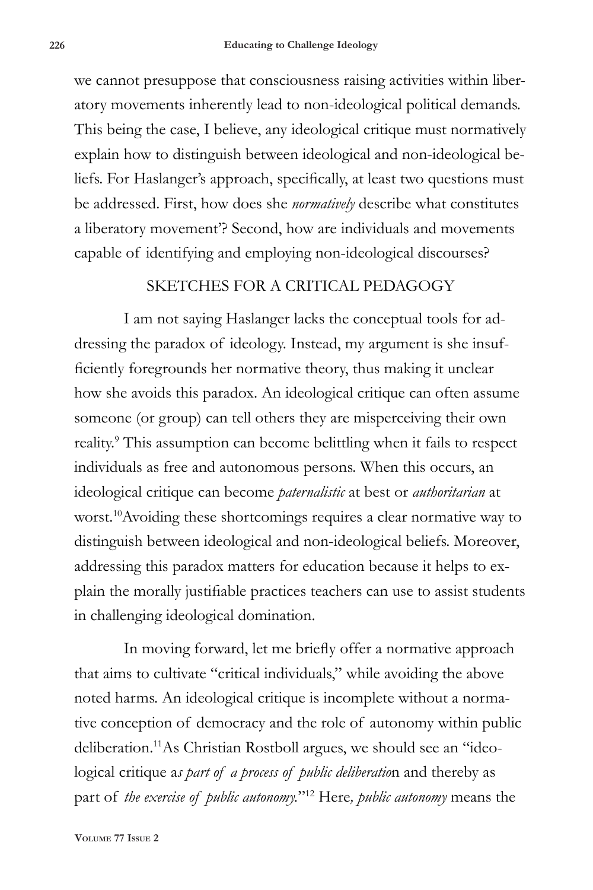we cannot presuppose that consciousness raising activities within liberatory movements inherently lead to non-ideological political demands. This being the case, I believe, any ideological critique must normatively explain how to distinguish between ideological and non-ideological beliefs. For Haslanger's approach, specifically, at least two questions must be addressed. First, how does she *normatively* describe what constitutes a liberatory movement'? Second, how are individuals and movements capable of identifying and employing non-ideological discourses?

## SKETCHES FOR A CRITICAL PEDAGOGY

I am not saying Haslanger lacks the conceptual tools for addressing the paradox of ideology. Instead, my argument is she insufficiently foregrounds her normative theory, thus making it unclear how she avoids this paradox. An ideological critique can often assume someone (or group) can tell others they are misperceiving their own reality.[9] This assumption can become belittling when it fails to respect individuals as free and autonomous persons. When this occurs, an ideological critique can become *paternalistic* at best or *authoritarian* at worst.[10] Avoiding these shortcomings requires a clear normative way to distinguish between ideological and non-ideological beliefs. Moreover, addressing this paradox matters for education because it helps to explain the morally justifiable practices teachers can use to assist students in challenging ideological domination.

In moving forward, let me briefly offer a normative approach that aims to cultivate "critical individuals," while avoiding the above noted harms. An ideological critique is incomplete without a normative conception of democracy and the role of autonomy within public deliberation.[11] As Christian Rostboll argues, we should see an "ideological critique a*s part of a process of public deliberatio*n and thereby as part of *the exercise of public autonomy*."[12] Here*, public autonomy* means the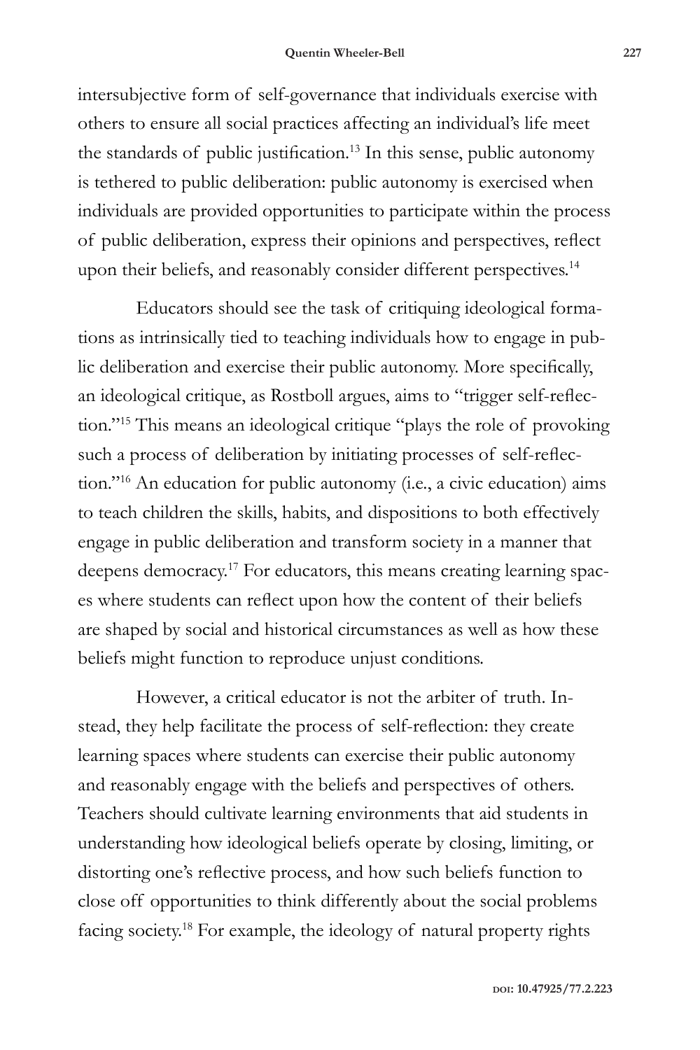intersubjective form of self-governance that individuals exercise with others to ensure all social practices affecting an individual's life meet the standards of public justification.[13] In this sense, public autonomy is tethered to public deliberation: public autonomy is exercised when individuals are provided opportunities to participate within the process of public deliberation, express their opinions and perspectives, reflect upon their beliefs, and reasonably consider different perspectives.[14]

Educators should see the task of critiquing ideological formations as intrinsically tied to teaching individuals how to engage in public deliberation and exercise their public autonomy. More specifically, an ideological critique, as Rostboll argues, aims to "trigger self-reflection."[15] This means an ideological critique "plays the role of provoking such a process of deliberation by initiating processes of self-reflection."[16] An education for public autonomy (i.e., a civic education) aims to teach children the skills, habits, and dispositions to both effectively engage in public deliberation and transform society in a manner that deepens democracy.[17] For educators, this means creating learning spaces where students can reflect upon how the content of their beliefs are shaped by social and historical circumstances as well as how these beliefs might function to reproduce unjust conditions.

However, a critical educator is not the arbiter of truth. Instead, they help facilitate the process of self-reflection: they create learning spaces where students can exercise their public autonomy and reasonably engage with the beliefs and perspectives of others. Teachers should cultivate learning environments that aid students in understanding how ideological beliefs operate by closing, limiting, or distorting one's reflective process, and how such beliefs function to close off opportunities to think differently about the social problems facing society.[18] For example, the ideology of natural property rights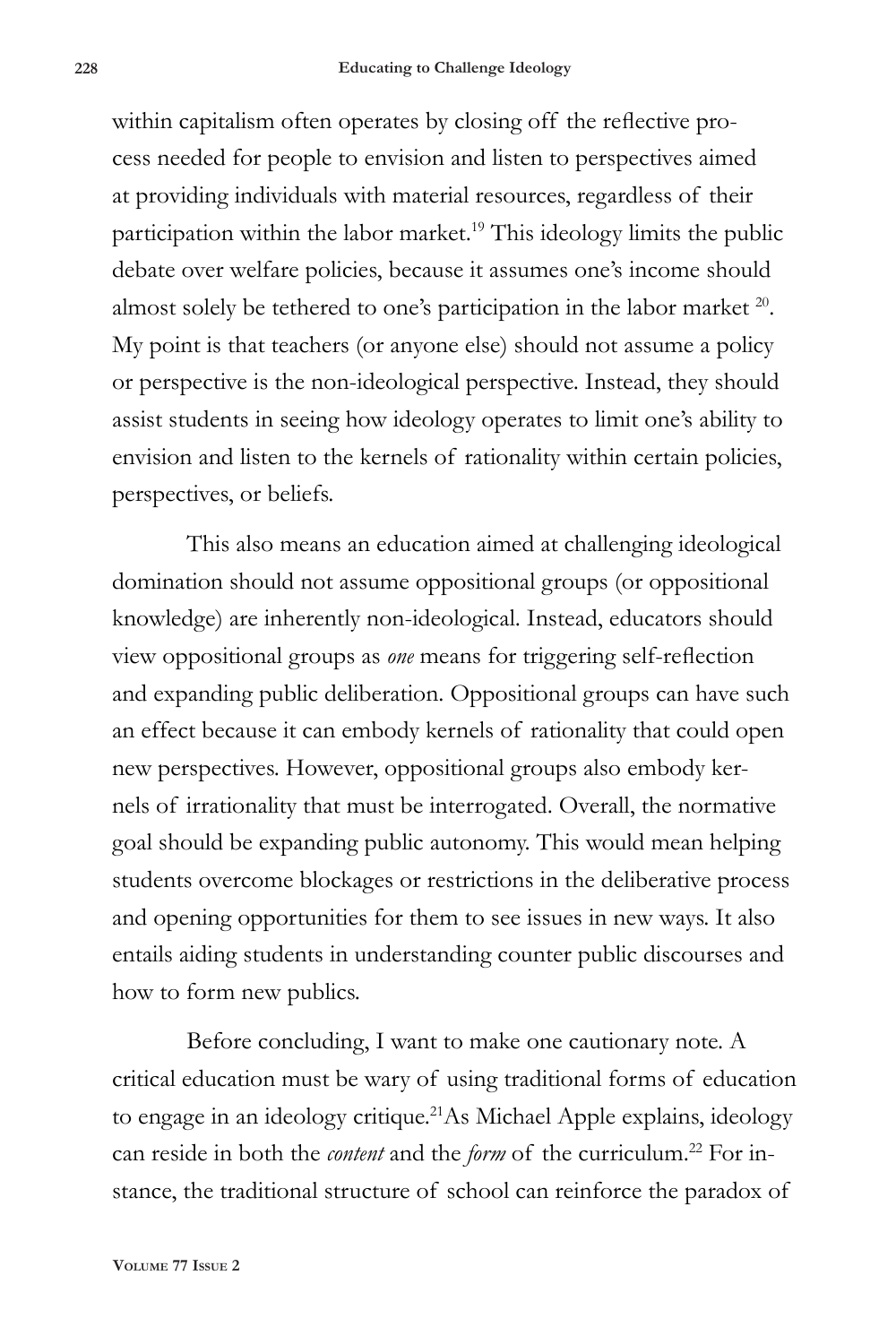within capitalism often operates by closing off the reflective process needed for people to envision and listen to perspectives aimed at providing individuals with material resources, regardless of their participation within the labor market.[19] This ideology limits the public debate over welfare policies, because it assumes one's income should almost solely be tethered to one's participation in the labor market [20]. My point is that teachers (or anyone else) should not assume a policy or perspective is the non-ideological perspective. Instead, they should assist students in seeing how ideology operates to limit one's ability to envision and listen to the kernels of rationality within certain policies, perspectives, or beliefs.

This also means an education aimed at challenging ideological domination should not assume oppositional groups (or oppositional knowledge) are inherently non-ideological. Instead, educators should view oppositional groups as *one* means for triggering self-reflection and expanding public deliberation. Oppositional groups can have such an effect because it can embody kernels of rationality that could open new perspectives. However, oppositional groups also embody kernels of irrationality that must be interrogated. Overall, the normative goal should be expanding public autonomy. This would mean helping students overcome blockages or restrictions in the deliberative process and opening opportunities for them to see issues in new ways. It also entails aiding students in understanding counter public discourses and how to form new publics.

Before concluding, I want to make one cautionary note. A critical education must be wary of using traditional forms of education to engage in an ideology critique.[21]As Michael Apple explains, ideology can reside in both the *content* and the *form* of the curriculum.[22] For instance, the traditional structure of school can reinforce the paradox of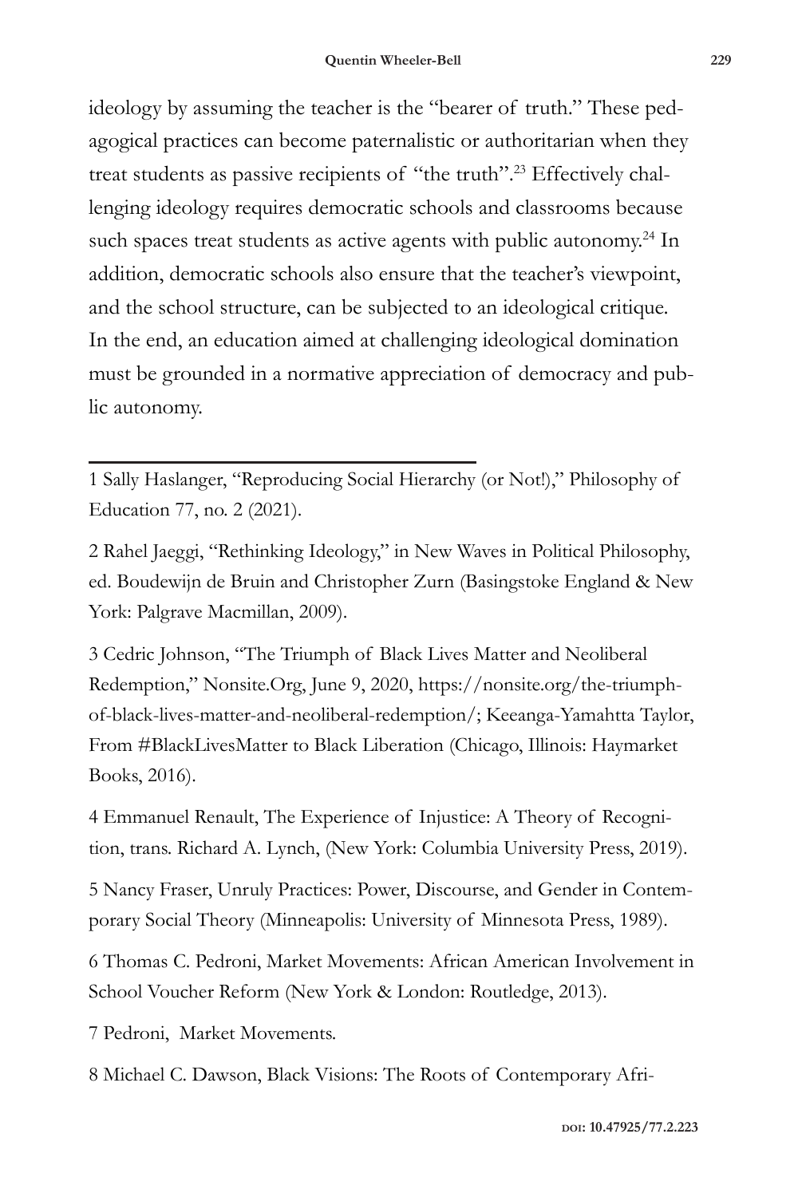ideology by assuming the teacher is the "bearer of truth." These pedagogical practices can become paternalistic or authoritarian when they treat students as passive recipients of "the truth".[23] Effectively challenging ideology requires democratic schools and classrooms because such spaces treat students as active agents with public autonomy.[24] In addition, democratic schools also ensure that the teacher's viewpoint, and the school structure, can be subjected to an ideological critique. In the end, an education aimed at challenging ideological domination must be grounded in a normative appreciation of democracy and public autonomy.

---

1 Sally Haslanger, "Reproducing Social Hierarchy (or Not!)," Philosophy of Education 77, no. 2 (2021).

2 Rahel Jaeggi, "Rethinking Ideology," in New Waves in Political Philosophy, ed. Boudewijn de Bruin and Christopher Zurn (Basingstoke England & New York: Palgrave Macmillan, 2009).

3 Cedric Johnson, "The Triumph of Black Lives Matter and Neoliberal Redemption," Nonsite.Org, June 9, 2020, https://nonsite.org/the-triumph-of-black-lives-matter-and-neoliberal-redemption/; Keeanga-Yamahtta Taylor, From #BlackLivesMatter to Black Liberation (Chicago, Illinois: Haymarket Books, 2016).

4 Emmanuel Renault, The Experience of Injustice: A Theory of Recognition, trans. Richard A. Lynch, (New York: Columbia University Press, 2019).

5 Nancy Fraser, Unruly Practices: Power, Discourse, and Gender in Contemporary Social Theory (Minneapolis: University of Minnesota Press, 1989).

6 Thomas C. Pedroni, Market Movements: African American Involvement in School Voucher Reform (New York & London: Routledge, 2013).

7 Pedroni, Market Movements.

8 Michael C. Dawson, Black Visions: The Roots of Contemporary Afri-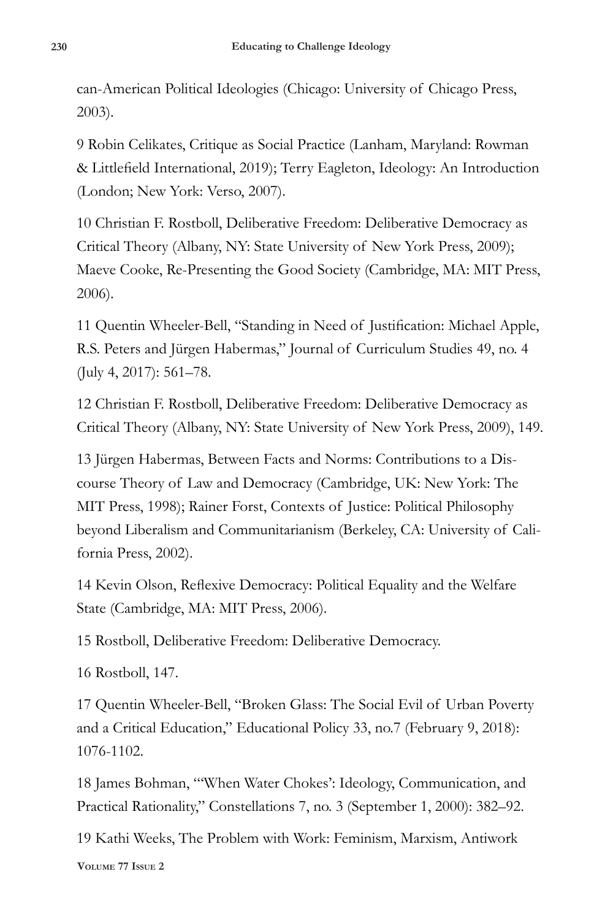can-American Political Ideologies (Chicago: University of Chicago Press, 2003).

9 Robin Celikates, Critique as Social Practice (Lanham, Maryland: Rowman & Littlefield International, 2019); Terry Eagleton, Ideology: An Introduction (London; New York: Verso, 2007).

10 Christian F. Rostboll, Deliberative Freedom: Deliberative Democracy as Critical Theory (Albany, NY: State University of New York Press, 2009); Maeve Cooke, Re-Presenting the Good Society (Cambridge, MA: MIT Press, 2006).

11 Quentin Wheeler-Bell, "Standing in Need of Justification: Michael Apple, R.S. Peters and Jürgen Habermas," Journal of Curriculum Studies 49, no. 4 (July 4, 2017): 561–78.

12 Christian F. Rostboll, Deliberative Freedom: Deliberative Democracy as Critical Theory (Albany, NY: State University of New York Press, 2009), 149.

13 Jürgen Habermas, Between Facts and Norms: Contributions to a Discourse Theory of Law and Democracy (Cambridge, UK: New York: The MIT Press, 1998); Rainer Forst, Contexts of Justice: Political Philosophy beyond Liberalism and Communitarianism (Berkeley, CA: University of California Press, 2002).

14 Kevin Olson, Reflexive Democracy: Political Equality and the Welfare State (Cambridge, MA: MIT Press, 2006).

15 Rostboll, Deliberative Freedom: Deliberative Democracy.

16 Rostboll, 147.

17 Quentin Wheeler-Bell, "Broken Glass: The Social Evil of Urban Poverty and a Critical Education," Educational Policy 33, no.7 (February 9, 2018): 1076-1102.

18 James Bohman, "'When Water Chokes': Ideology, Communication, and Practical Rationality," Constellations 7, no. 3 (September 1, 2000): 382–92.

19 Kathi Weeks, The Problem with Work: Feminism, Marxism, Antiwork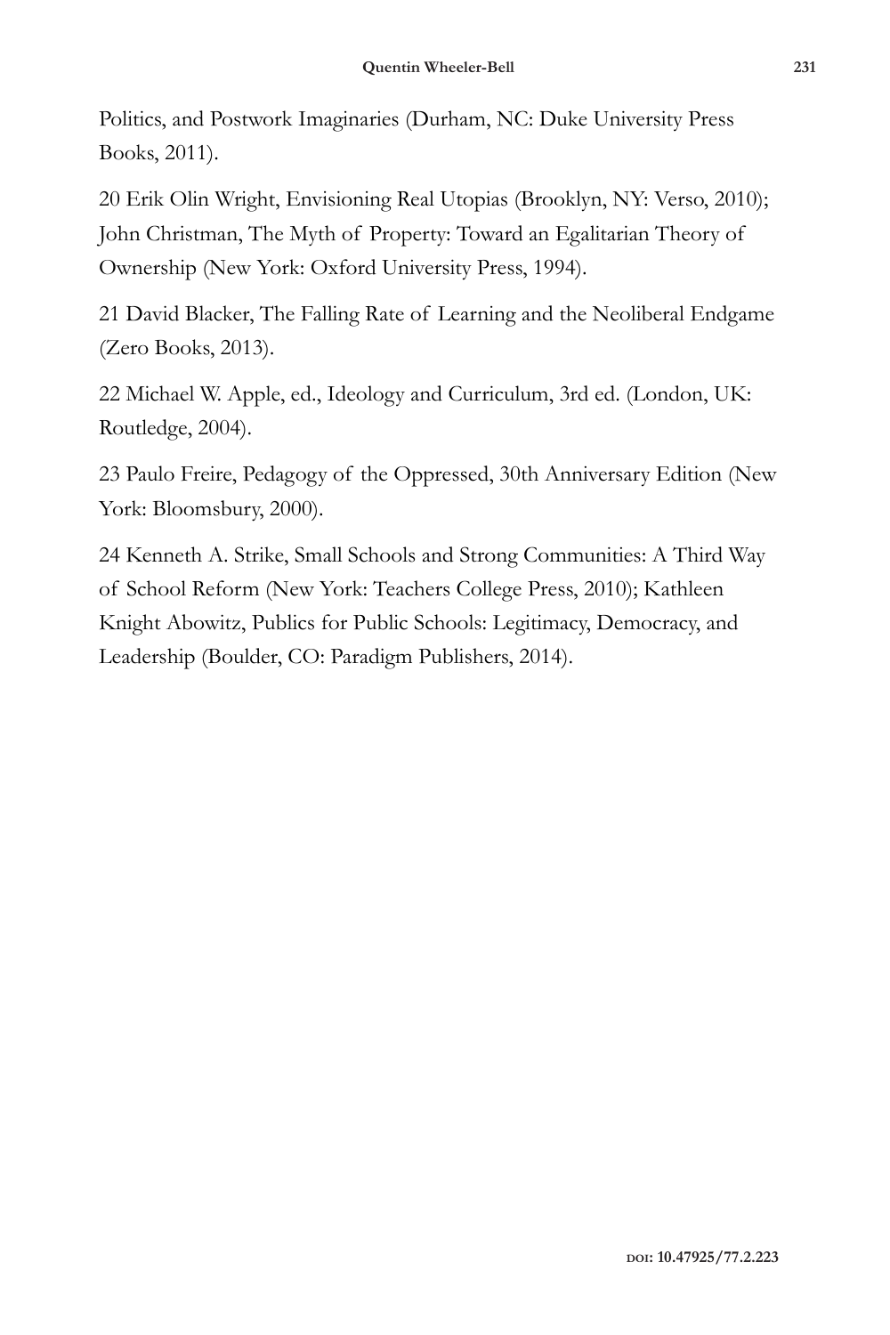Politics, and Postwork Imaginaries (Durham, NC: Duke University Press Books, 2011).

20 Erik Olin Wright, Envisioning Real Utopias (Brooklyn, NY: Verso, 2010); John Christman, The Myth of Property: Toward an Egalitarian Theory of Ownership (New York: Oxford University Press, 1994).

21 David Blacker, The Falling Rate of Learning and the Neoliberal Endgame (Zero Books, 2013).

22 Michael W. Apple, ed., Ideology and Curriculum, 3rd ed. (London, UK: Routledge, 2004).

23 Paulo Freire, Pedagogy of the Oppressed, 30th Anniversary Edition (New York: Bloomsbury, 2000).

24 Kenneth A. Strike, Small Schools and Strong Communities: A Third Way of School Reform (New York: Teachers College Press, 2010); Kathleen Knight Abowitz, Publics for Public Schools: Legitimacy, Democracy, and Leadership (Boulder, CO: Paradigm Publishers, 2014).